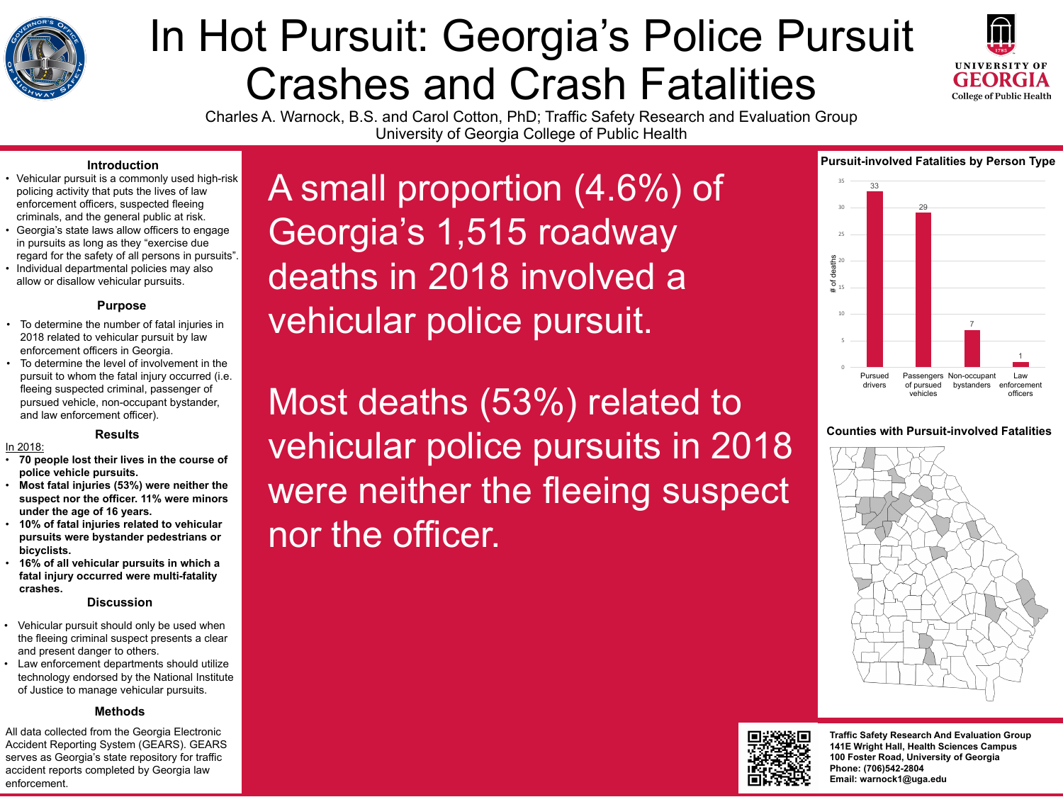# In Hot Pursuit: Georgia's Police Pursuit Crashes and Crash Fatalities

Charles A. Warnock, B.S. and Carol Cotton, PhD; Traffic Safety Research and Evaluation Group
University of Georgia College of Public Health

## Introduction

- Vehicular pursuit is a commonly used high-risk policing activity that puts the lives of law enforcement officers, suspected fleeing criminals, and the general public at risk.
- Georgia's state laws allow officers to engage in pursuits as long as they "exercise due regard for the safety of all persons in pursuits".
- Individual departmental policies may also allow or disallow vehicular pursuits.

## Purpose

- To determine the number of fatal injuries in 2018 related to vehicular pursuit by law enforcement officers in Georgia.
- To determine the level of involvement in the pursuit to whom the fatal injury occurred (i.e. fleeing suspected criminal, passenger of pursued vehicle, non-occupant bystander, and law enforcement officer).

## Results

In 2018:

- **70 people lost their lives in the course of police vehicle pursuits.**
- **Most fatal injuries (53%) were neither the suspect nor the officer. 11% were minors under the age of 16 years.**
- **10% of fatal injuries related to vehicular pursuits were bystander pedestrians or bicyclists.**
- **16% of all vehicular pursuits in which a fatal injury occurred were multi-fatality crashes.**

## Discussion

- Vehicular pursuit should only be used when the fleeing criminal suspect presents a clear and present danger to others.
- Law enforcement departments should utilize technology endorsed by the National Institute of Justice to manage vehicular pursuits.

## Methods

All data collected from the Georgia Electronic Accident Reporting System (GEARS). GEARS serves as Georgia's state repository for traffic accident reports completed by Georgia law enforcement.

A small proportion (4.6%) of Georgia's 1,515 roadway deaths in 2018 involved a vehicular police pursuit.

Most deaths (53%) related to vehicular police pursuits in 2018 were neither the fleeing suspect nor the officer.

## Pursuit-involved Fatalities by Person Type

| Person type | # of deaths |
| --- | --- |
| Pursued drivers | 33 |
| Passengers of pursued vehicles | 29 |
| Non-occupant bystanders | 7 |
| Law enforcement officers | 1 |

## Counties with Pursuit-involved Fatalities

**Traffic Safety Research And Evaluation Group**
**141E Wright Hall, Health Sciences Campus**
**100 Foster Road, University of Georgia**
**Phone: (706)542-2804**
**Email: warnock1@uga.edu**